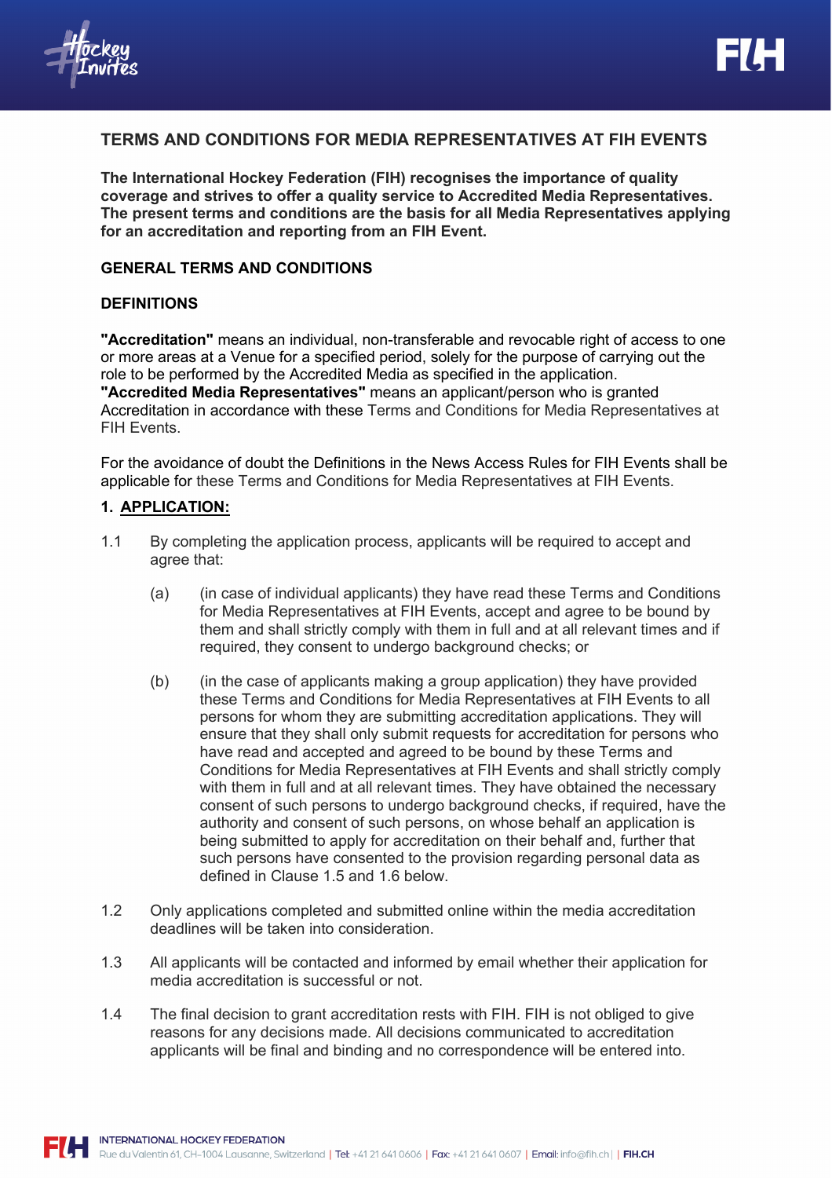# TERMS AND CONDITIONS FOR MEDIA REPRESENTATIVES AT FIH EVENTS

**The International Hockey Federation (FIH) recognises the importance of quality coverage and strives to offer a quality service to Accredited Media Representatives. The present terms and conditions are the basis for all Media Representatives applying for an accreditation and reporting from an FIH Event.**

## GENERAL TERMS AND CONDITIONS

## DEFINITIONS

**"Accreditation"** means an individual, non-transferable and revocable right of access to one or more areas at a Venue for a specified period, solely for the purpose of carrying out the role to be performed by the Accredited Media as specified in the application.
**"Accredited Media Representatives"** means an applicant/person who is granted Accreditation in accordance with these Terms and Conditions for Media Representatives at FIH Events.

For the avoidance of doubt the Definitions in the News Access Rules for FIH Events shall be applicable for these Terms and Conditions for Media Representatives at FIH Events.

## 1. APPLICATION:

1.1 By completing the application process, applicants will be required to accept and agree that:

(a) (in case of individual applicants) they have read these Terms and Conditions for Media Representatives at FIH Events, accept and agree to be bound by them and shall strictly comply with them in full and at all relevant times and if required, they consent to undergo background checks; or

(b) (in the case of applicants making a group application) they have provided these Terms and Conditions for Media Representatives at FIH Events to all persons for whom they are submitting accreditation applications. They will ensure that they shall only submit requests for accreditation for persons who have read and accepted and agreed to be bound by these Terms and Conditions for Media Representatives at FIH Events and shall strictly comply with them in full and at all relevant times. They have obtained the necessary consent of such persons to undergo background checks, if required, have the authority and consent of such persons, on whose behalf an application is being submitted to apply for accreditation on their behalf and, further that such persons have consented to the provision regarding personal data as defined in Clause 1.5 and 1.6 below.

1.2 Only applications completed and submitted online within the media accreditation deadlines will be taken into consideration.

1.3 All applicants will be contacted and informed by email whether their application for media accreditation is successful or not.

1.4 The final decision to grant accreditation rests with FIH. FIH is not obliged to give reasons for any decisions made. All decisions communicated to accreditation applicants will be final and binding and no correspondence will be entered into.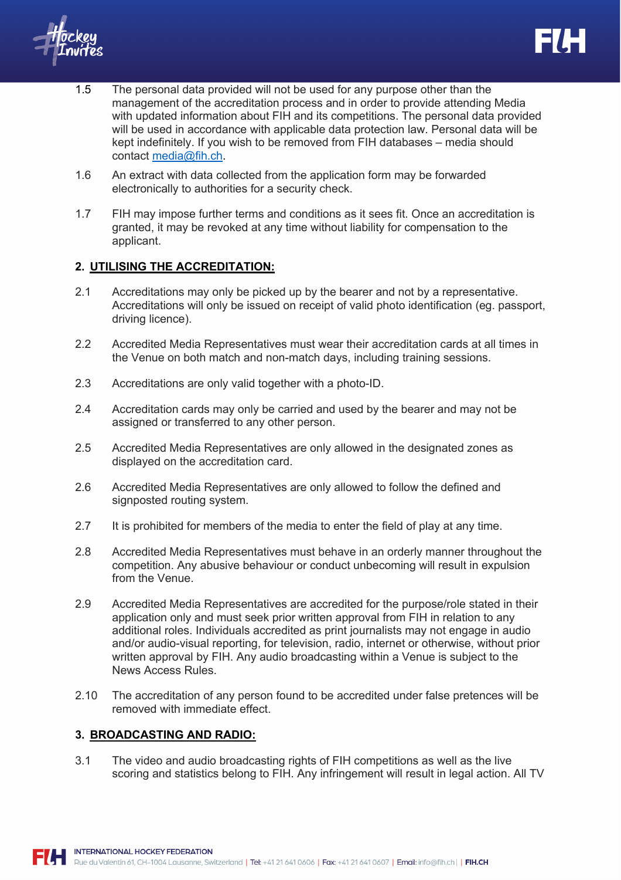1.5 The personal data provided will not be used for any purpose other than the management of the accreditation process and in order to provide attending Media with updated information about FIH and its competitions. The personal data provided will be used in accordance with applicable data protection law. Personal data will be kept indefinitely. If you wish to be removed from FIH databases – media should contact media@fih.ch.

1.6 An extract with data collected from the application form may be forwarded electronically to authorities for a security check.

1.7 FIH may impose further terms and conditions as it sees fit. Once an accreditation is granted, it may be revoked at any time without liability for compensation to the applicant.

## 2. UTILISING THE ACCREDITATION:

2.1 Accreditations may only be picked up by the bearer and not by a representative. Accreditations will only be issued on receipt of valid photo identification (eg. passport, driving licence).

2.2 Accredited Media Representatives must wear their accreditation cards at all times in the Venue on both match and non-match days, including training sessions.

2.3 Accreditations are only valid together with a photo-ID.

2.4 Accreditation cards may only be carried and used by the bearer and may not be assigned or transferred to any other person.

2.5 Accredited Media Representatives are only allowed in the designated zones as displayed on the accreditation card.

2.6 Accredited Media Representatives are only allowed to follow the defined and signposted routing system.

2.7 It is prohibited for members of the media to enter the field of play at any time.

2.8 Accredited Media Representatives must behave in an orderly manner throughout the competition. Any abusive behaviour or conduct unbecoming will result in expulsion from the Venue.

2.9 Accredited Media Representatives are accredited for the purpose/role stated in their application only and must seek prior written approval from FIH in relation to any additional roles. Individuals accredited as print journalists may not engage in audio and/or audio-visual reporting, for television, radio, internet or otherwise, without prior written approval by FIH. Any audio broadcasting within a Venue is subject to the News Access Rules.

2.10 The accreditation of any person found to be accredited under false pretences will be removed with immediate effect.

## 3. BROADCASTING AND RADIO:

3.1 The video and audio broadcasting rights of FIH competitions as well as the live scoring and statistics belong to FIH. Any infringement will result in legal action. All TV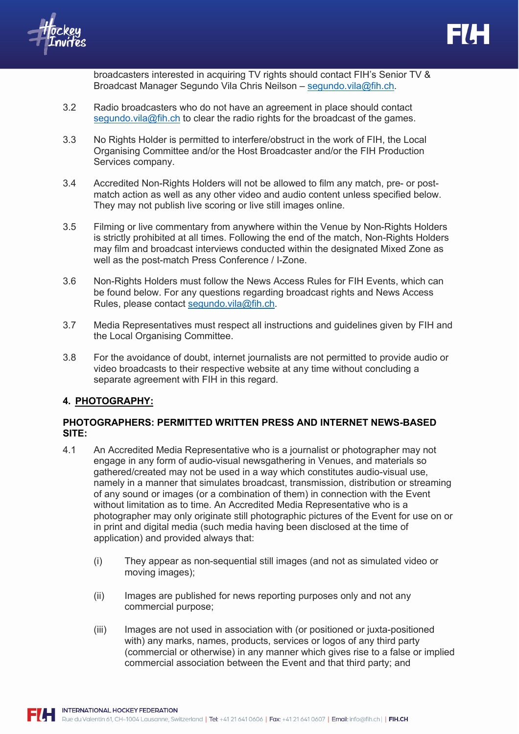broadcasters interested in acquiring TV rights should contact FIH's Senior TV & Broadcast Manager Segundo Vila Chris Neilson – segundo.vila@fih.ch.

3.2 Radio broadcasters who do not have an agreement in place should contact segundo.vila@fih.ch to clear the radio rights for the broadcast of the games.

3.3 No Rights Holder is permitted to interfere/obstruct in the work of FIH, the Local Organising Committee and/or the Host Broadcaster and/or the FIH Production Services company.

3.4 Accredited Non-Rights Holders will not be allowed to film any match, pre- or post-match action as well as any other video and audio content unless specified below. They may not publish live scoring or live still images online.

3.5 Filming or live commentary from anywhere within the Venue by Non-Rights Holders is strictly prohibited at all times. Following the end of the match, Non-Rights Holders may film and broadcast interviews conducted within the designated Mixed Zone as well as the post-match Press Conference / I-Zone.

3.6 Non-Rights Holders must follow the News Access Rules for FIH Events, which can be found below. For any questions regarding broadcast rights and News Access Rules, please contact segundo.vila@fih.ch.

3.7 Media Representatives must respect all instructions and guidelines given by FIH and the Local Organising Committee.

3.8 For the avoidance of doubt, internet journalists are not permitted to provide audio or video broadcasts to their respective website at any time without concluding a separate agreement with FIH in this regard.

## 4. PHOTOGRAPHY:

**PHOTOGRAPHERS: PERMITTED WRITTEN PRESS AND INTERNET NEWS-BASED SITE:**

4.1 An Accredited Media Representative who is a journalist or photographer may not engage in any form of audio-visual newsgathering in Venues, and materials so gathered/created may not be used in a way which constitutes audio-visual use, namely in a manner that simulates broadcast, transmission, distribution or streaming of any sound or images (or a combination of them) in connection with the Event without limitation as to time. An Accredited Media Representative who is a photographer may only originate still photographic pictures of the Event for use on or in print and digital media (such media having been disclosed at the time of application) and provided always that:

(i) They appear as non-sequential still images (and not as simulated video or moving images);

(ii) Images are published for news reporting purposes only and not any commercial purpose;

(iii) Images are not used in association with (or positioned or juxta-positioned with) any marks, names, products, services or logos of any third party (commercial or otherwise) in any manner which gives rise to a false or implied commercial association between the Event and that third party; and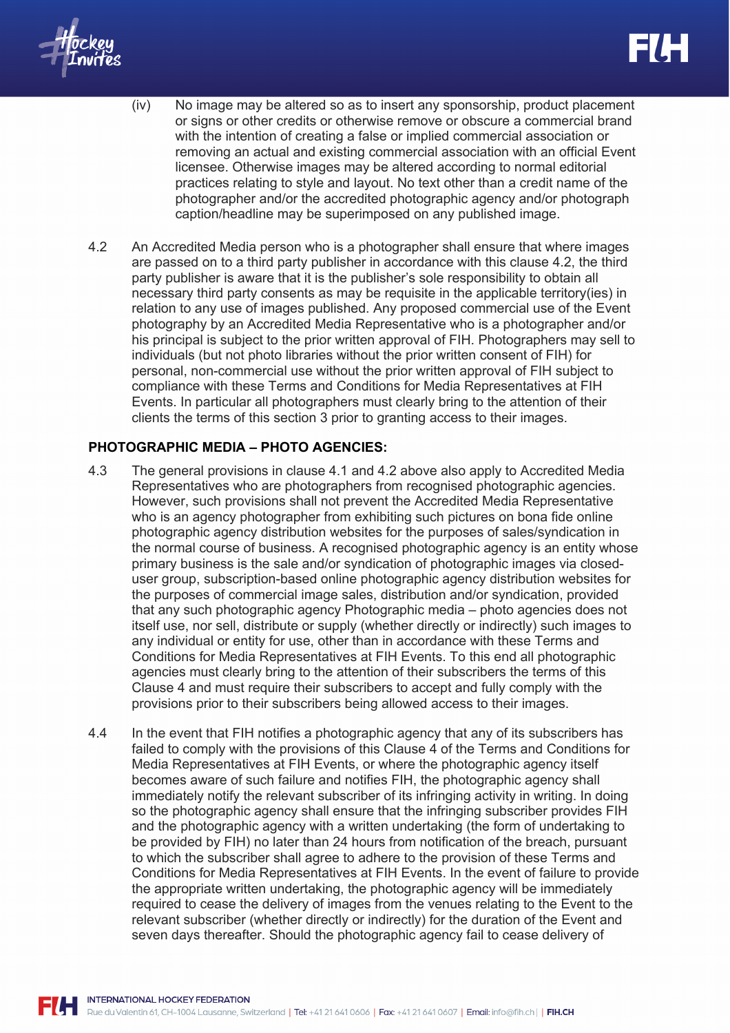(iv) No image may be altered so as to insert any sponsorship, product placement or signs or other credits or otherwise remove or obscure a commercial brand with the intention of creating a false or implied commercial association or removing an actual and existing commercial association with an official Event licensee. Otherwise images may be altered according to normal editorial practices relating to style and layout. No text other than a credit name of the photographer and/or the accredited photographic agency and/or photograph caption/headline may be superimposed on any published image.

4.2 An Accredited Media person who is a photographer shall ensure that where images are passed on to a third party publisher in accordance with this clause 4.2, the third party publisher is aware that it is the publisher's sole responsibility to obtain all necessary third party consents as may be requisite in the applicable territory(ies) in relation to any use of images published. Any proposed commercial use of the Event photography by an Accredited Media Representative who is a photographer and/or his principal is subject to the prior written approval of FIH. Photographers may sell to individuals (but not photo libraries without the prior written consent of FIH) for personal, non-commercial use without the prior written approval of FIH subject to compliance with these Terms and Conditions for Media Representatives at FIH Events. In particular all photographers must clearly bring to the attention of their clients the terms of this section 3 prior to granting access to their images.

**PHOTOGRAPHIC MEDIA – PHOTO AGENCIES:**

4.3 The general provisions in clause 4.1 and 4.2 above also apply to Accredited Media Representatives who are photographers from recognised photographic agencies. However, such provisions shall not prevent the Accredited Media Representative who is an agency photographer from exhibiting such pictures on bona fide online photographic agency distribution websites for the purposes of sales/syndication in the normal course of business. A recognised photographic agency is an entity whose primary business is the sale and/or syndication of photographic images via closed-user group, subscription-based online photographic agency distribution websites for the purposes of commercial image sales, distribution and/or syndication, provided that any such photographic agency Photographic media – photo agencies does not itself use, nor sell, distribute or supply (whether directly or indirectly) such images to any individual or entity for use, other than in accordance with these Terms and Conditions for Media Representatives at FIH Events. To this end all photographic agencies must clearly bring to the attention of their subscribers the terms of this Clause 4 and must require their subscribers to accept and fully comply with the provisions prior to their subscribers being allowed access to their images.

4.4 In the event that FIH notifies a photographic agency that any of its subscribers has failed to comply with the provisions of this Clause 4 of the Terms and Conditions for Media Representatives at FIH Events, or where the photographic agency itself becomes aware of such failure and notifies FIH, the photographic agency shall immediately notify the relevant subscriber of its infringing activity in writing. In doing so the photographic agency shall ensure that the infringing subscriber provides FIH and the photographic agency with a written undertaking (the form of undertaking to be provided by FIH) no later than 24 hours from notification of the breach, pursuant to which the subscriber shall agree to adhere to the provision of these Terms and Conditions for Media Representatives at FIH Events. In the event of failure to provide the appropriate written undertaking, the photographic agency will be immediately required to cease the delivery of images from the venues relating to the Event to the relevant subscriber (whether directly or indirectly) for the duration of the Event and seven days thereafter. Should the photographic agency fail to cease delivery of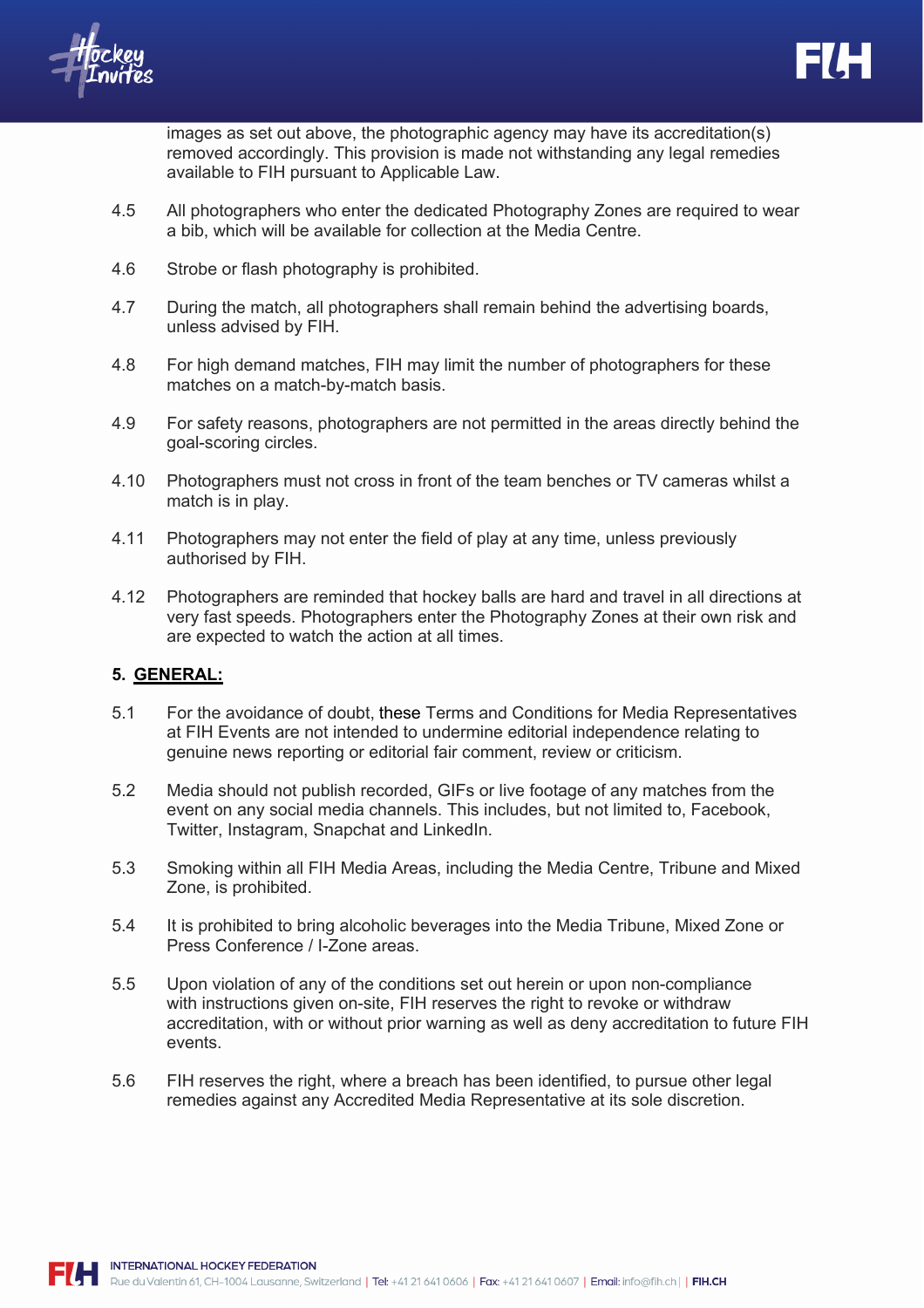images as set out above, the photographic agency may have its accreditation(s) removed accordingly. This provision is made not withstanding any legal remedies available to FIH pursuant to Applicable Law.

4.5 All photographers who enter the dedicated Photography Zones are required to wear a bib, which will be available for collection at the Media Centre.

4.6 Strobe or flash photography is prohibited.

4.7 During the match, all photographers shall remain behind the advertising boards, unless advised by FIH.

4.8 For high demand matches, FIH may limit the number of photographers for these matches on a match-by-match basis.

4.9 For safety reasons, photographers are not permitted in the areas directly behind the goal-scoring circles.

4.10 Photographers must not cross in front of the team benches or TV cameras whilst a match is in play.

4.11 Photographers may not enter the field of play at any time, unless previously authorised by FIH.

4.12 Photographers are reminded that hockey balls are hard and travel in all directions at very fast speeds. Photographers enter the Photography Zones at their own risk and are expected to watch the action at all times.

## 5. GENERAL:

5.1 For the avoidance of doubt, these Terms and Conditions for Media Representatives at FIH Events are not intended to undermine editorial independence relating to genuine news reporting or editorial fair comment, review or criticism.

5.2 Media should not publish recorded, GIFs or live footage of any matches from the event on any social media channels. This includes, but not limited to, Facebook, Twitter, Instagram, Snapchat and LinkedIn.

5.3 Smoking within all FIH Media Areas, including the Media Centre, Tribune and Mixed Zone, is prohibited.

5.4 It is prohibited to bring alcoholic beverages into the Media Tribune, Mixed Zone or Press Conference / I-Zone areas.

5.5 Upon violation of any of the conditions set out herein or upon non-compliance with instructions given on-site, FIH reserves the right to revoke or withdraw accreditation, with or without prior warning as well as deny accreditation to future FIH events.

5.6 FIH reserves the right, where a breach has been identified, to pursue other legal remedies against any Accredited Media Representative at its sole discretion.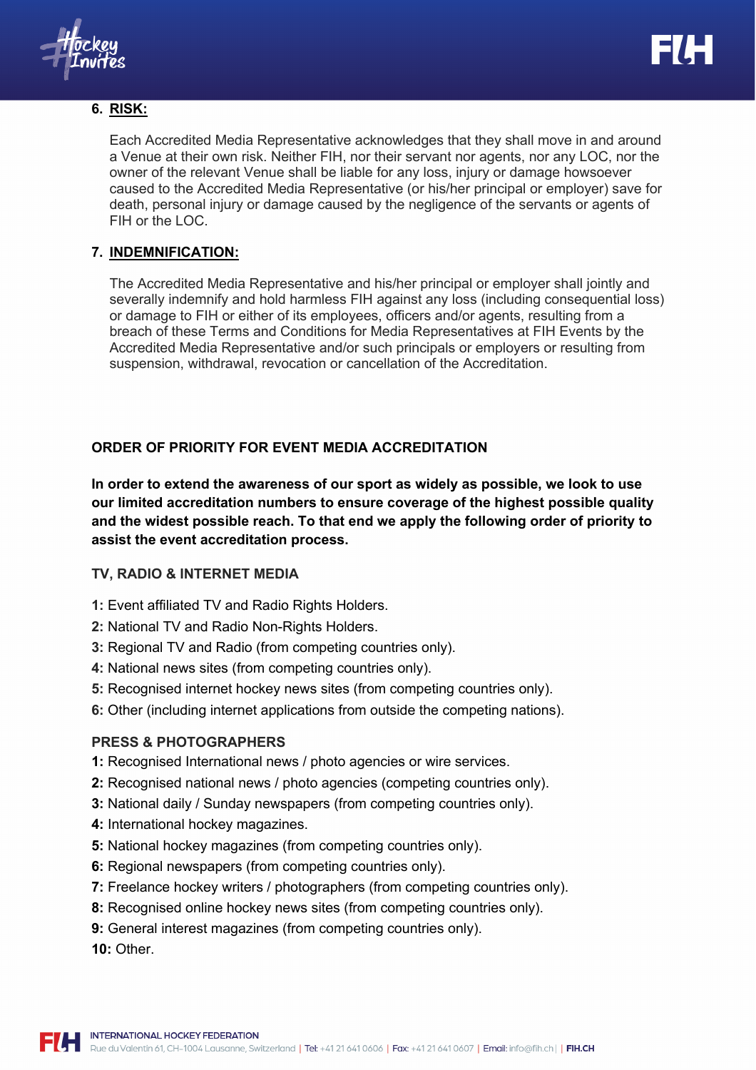## 6. RISK:

Each Accredited Media Representative acknowledges that they shall move in and around a Venue at their own risk. Neither FIH, nor their servant nor agents, nor any LOC, nor the owner of the relevant Venue shall be liable for any loss, injury or damage howsoever caused to the Accredited Media Representative (or his/her principal or employer) save for death, personal injury or damage caused by the negligence of the servants or agents of FIH or the LOC.

## 7. INDEMNIFICATION:

The Accredited Media Representative and his/her principal or employer shall jointly and severally indemnify and hold harmless FIH against any loss (including consequential loss) or damage to FIH or either of its employees, officers and/or agents, resulting from a breach of these Terms and Conditions for Media Representatives at FIH Events by the Accredited Media Representative and/or such principals or employers or resulting from suspension, withdrawal, revocation or cancellation of the Accreditation.

## ORDER OF PRIORITY FOR EVENT MEDIA ACCREDITATION

**In order to extend the awareness of our sport as widely as possible, we look to use our limited accreditation numbers to ensure coverage of the highest possible quality and the widest possible reach. To that end we apply the following order of priority to assist the event accreditation process.**

### TV, RADIO & INTERNET MEDIA

**1:** Event affiliated TV and Radio Rights Holders.
**2:** National TV and Radio Non-Rights Holders.
**3:** Regional TV and Radio (from competing countries only).
**4:** National news sites (from competing countries only).
**5:** Recognised internet hockey news sites (from competing countries only).
**6:** Other (including internet applications from outside the competing nations).

### PRESS & PHOTOGRAPHERS

**1:** Recognised International news / photo agencies or wire services.
**2:** Recognised national news / photo agencies (competing countries only).
**3:** National daily / Sunday newspapers (from competing countries only).
**4:** International hockey magazines.
**5:** National hockey magazines (from competing countries only).
**6:** Regional newspapers (from competing countries only).
**7:** Freelance hockey writers / photographers (from competing countries only).
**8:** Recognised online hockey news sites (from competing countries only).
**9:** General interest magazines (from competing countries only).
**10:** Other.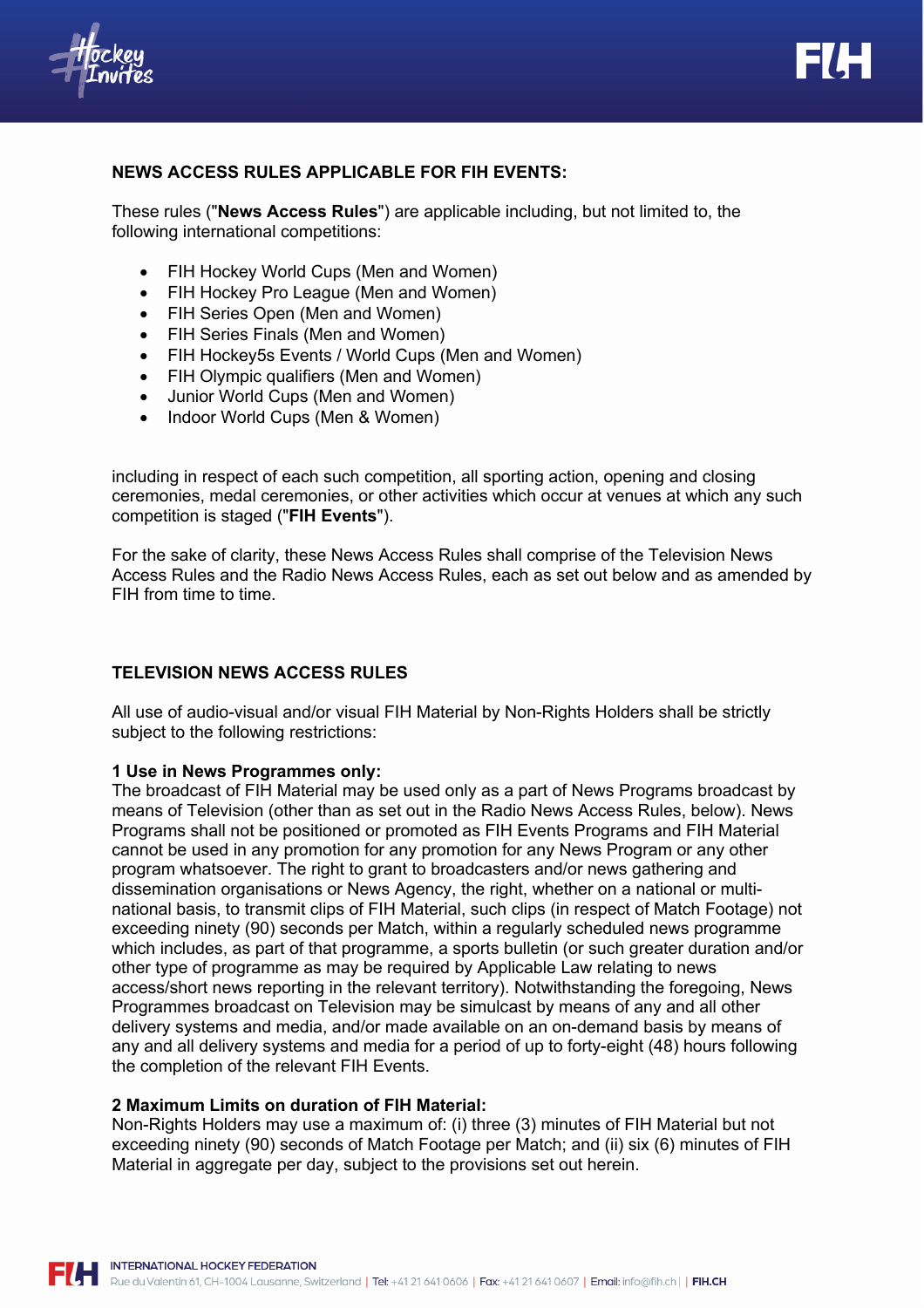**NEWS ACCESS RULES APPLICABLE FOR FIH EVENTS:**

These rules ("**News Access Rules**") are applicable including, but not limited to, the following international competitions:

- FIH Hockey World Cups (Men and Women)
- FIH Hockey Pro League (Men and Women)
- FIH Series Open (Men and Women)
- FIH Series Finals (Men and Women)
- FIH Hockey5s Events / World Cups (Men and Women)
- FIH Olympic qualifiers (Men and Women)
- Junior World Cups (Men and Women)
- Indoor World Cups (Men & Women)

including in respect of each such competition, all sporting action, opening and closing ceremonies, medal ceremonies, or other activities which occur at venues at which any such competition is staged ("**FIH Events**").

For the sake of clarity, these News Access Rules shall comprise of the Television News Access Rules and the Radio News Access Rules, each as set out below and as amended by FIH from time to time.

**TELEVISION NEWS ACCESS RULES**

All use of audio-visual and/or visual FIH Material by Non-Rights Holders shall be strictly subject to the following restrictions:

**1 Use in News Programmes only:**
The broadcast of FIH Material may be used only as a part of News Programs broadcast by means of Television (other than as set out in the Radio News Access Rules, below). News Programs shall not be positioned or promoted as FIH Events Programs and FIH Material cannot be used in any promotion for any promotion for any News Program or any other program whatsoever. The right to grant to broadcasters and/or news gathering and dissemination organisations or News Agency, the right, whether on a national or multi-national basis, to transmit clips of FIH Material, such clips (in respect of Match Footage) not exceeding ninety (90) seconds per Match, within a regularly scheduled news programme which includes, as part of that programme, a sports bulletin (or such greater duration and/or other type of programme as may be required by Applicable Law relating to news access/short news reporting in the relevant territory). Notwithstanding the foregoing, News Programmes broadcast on Television may be simulcast by means of any and all other delivery systems and media, and/or made available on an on-demand basis by means of any and all delivery systems and media for a period of up to forty-eight (48) hours following the completion of the relevant FIH Events.

**2 Maximum Limits on duration of FIH Material:**
Non-Rights Holders may use a maximum of: (i) three (3) minutes of FIH Material but not exceeding ninety (90) seconds of Match Footage per Match; and (ii) six (6) minutes of FIH Material in aggregate per day, subject to the provisions set out herein.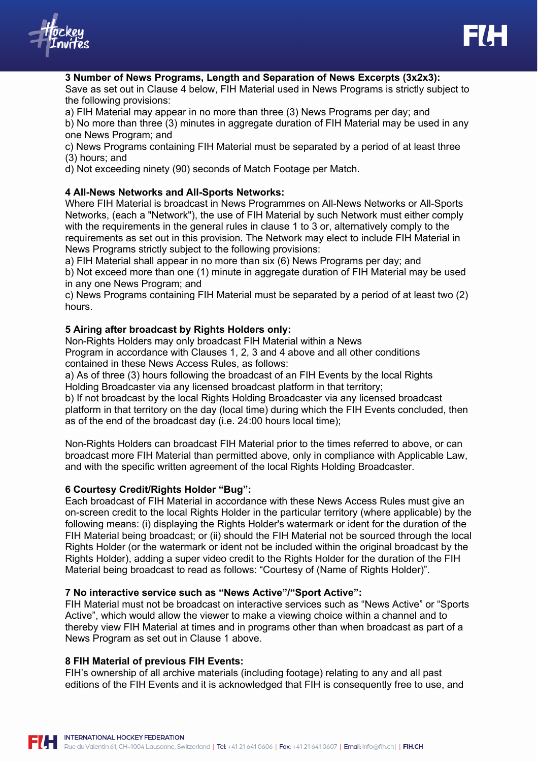**3 Number of News Programs, Length and Separation of News Excerpts (3x2x3):**
Save as set out in Clause 4 below, FIH Material used in News Programs is strictly subject to the following provisions:

a) FIH Material may appear in no more than three (3) News Programs per day; and
b) No more than three (3) minutes in aggregate duration of FIH Material may be used in any one News Program; and
c) News Programs containing FIH Material must be separated by a period of at least three (3) hours; and
d) Not exceeding ninety (90) seconds of Match Footage per Match.

**4 All-News Networks and All-Sports Networks:**
Where FIH Material is broadcast in News Programmes on All-News Networks or All-Sports Networks, (each a "Network"), the use of FIH Material by such Network must either comply with the requirements in the general rules in clause 1 to 3 or, alternatively comply to the requirements as set out in this provision. The Network may elect to include FIH Material in News Programs strictly subject to the following provisions:

a) FIH Material shall appear in no more than six (6) News Programs per day; and
b) Not exceed more than one (1) minute in aggregate duration of FIH Material may be used in any one News Program; and
c) News Programs containing FIH Material must be separated by a period of at least two (2) hours.

**5 Airing after broadcast by Rights Holders only:**
Non-Rights Holders may only broadcast FIH Material within a News Program in accordance with Clauses 1, 2, 3 and 4 above and all other conditions contained in these News Access Rules, as follows:

a) As of three (3) hours following the broadcast of an FIH Events by the local Rights Holding Broadcaster via any licensed broadcast platform in that territory;
b) If not broadcast by the local Rights Holding Broadcaster via any licensed broadcast platform in that territory on the day (local time) during which the FIH Events concluded, then as of the end of the broadcast day (i.e. 24:00 hours local time);

Non-Rights Holders can broadcast FIH Material prior to the times referred to above, or can broadcast more FIH Material than permitted above, only in compliance with Applicable Law, and with the specific written agreement of the local Rights Holding Broadcaster.

**6 Courtesy Credit/Rights Holder "Bug":**
Each broadcast of FIH Material in accordance with these News Access Rules must give an on-screen credit to the local Rights Holder in the particular territory (where applicable) by the following means: (i) displaying the Rights Holder's watermark or ident for the duration of the FIH Material being broadcast; or (ii) should the FIH Material not be sourced through the local Rights Holder (or the watermark or ident not be included within the original broadcast by the Rights Holder), adding a super video credit to the Rights Holder for the duration of the FIH Material being broadcast to read as follows: "Courtesy of (Name of Rights Holder)".

**7 No interactive service such as "News Active"/"Sport Active":**
FIH Material must not be broadcast on interactive services such as "News Active" or "Sports Active", which would allow the viewer to make a viewing choice within a channel and to thereby view FIH Material at times and in programs other than when broadcast as part of a News Program as set out in Clause 1 above.

**8 FIH Material of previous FIH Events:**
FIH's ownership of all archive materials (including footage) relating to any and all past editions of the FIH Events and it is acknowledged that FIH is consequently free to use, and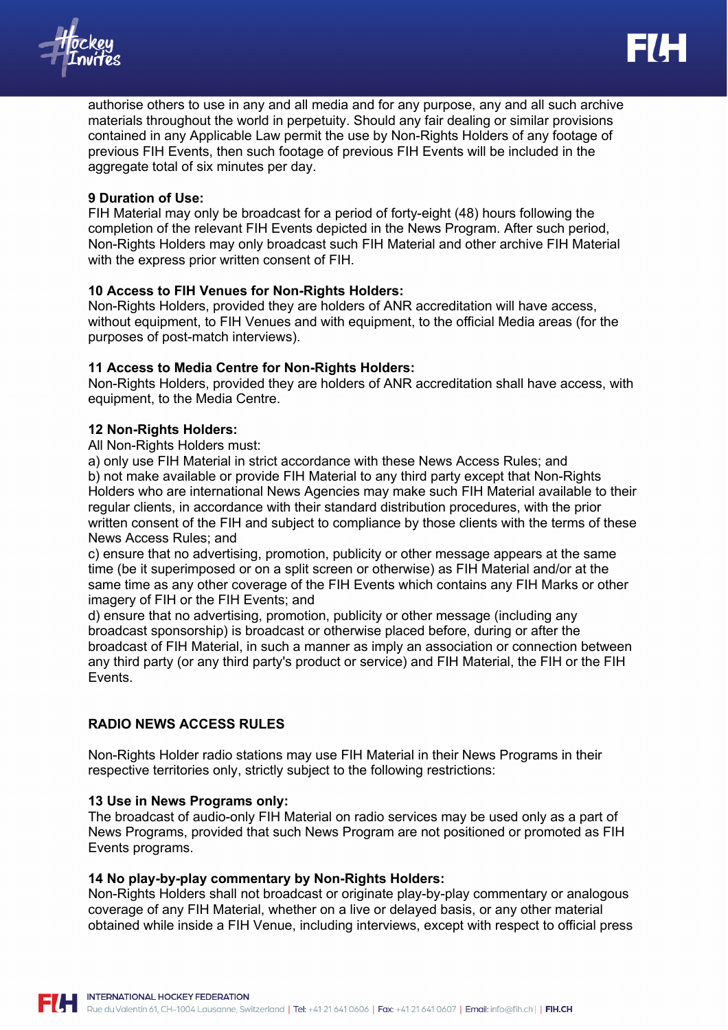authorise others to use in any and all media and for any purpose, any and all such archive materials throughout the world in perpetuity. Should any fair dealing or similar provisions contained in any Applicable Law permit the use by Non-Rights Holders of any footage of previous FIH Events, then such footage of previous FIH Events will be included in the aggregate total of six minutes per day.

**9 Duration of Use:**
FIH Material may only be broadcast for a period of forty-eight (48) hours following the completion of the relevant FIH Events depicted in the News Program. After such period, Non-Rights Holders may only broadcast such FIH Material and other archive FIH Material with the express prior written consent of FIH.

**10 Access to FIH Venues for Non-Rights Holders:**
Non-Rights Holders, provided they are holders of ANR accreditation will have access, without equipment, to FIH Venues and with equipment, to the official Media areas (for the purposes of post-match interviews).

**11 Access to Media Centre for Non-Rights Holders:**
Non-Rights Holders, provided they are holders of ANR accreditation shall have access, with equipment, to the Media Centre.

**12 Non-Rights Holders:**
All Non-Rights Holders must:
a) only use FIH Material in strict accordance with these News Access Rules; and
b) not make available or provide FIH Material to any third party except that Non-Rights Holders who are international News Agencies may make such FIH Material available to their regular clients, in accordance with their standard distribution procedures, with the prior written consent of the FIH and subject to compliance by those clients with the terms of these News Access Rules; and
c) ensure that no advertising, promotion, publicity or other message appears at the same time (be it superimposed or on a split screen or otherwise) as FIH Material and/or at the same time as any other coverage of the FIH Events which contains any FIH Marks or other imagery of FIH or the FIH Events; and
d) ensure that no advertising, promotion, publicity or other message (including any broadcast sponsorship) is broadcast or otherwise placed before, during or after the broadcast of FIH Material, in such a manner as imply an association or connection between any third party (or any third party's product or service) and FIH Material, the FIH or the FIH Events.

## RADIO NEWS ACCESS RULES

Non-Rights Holder radio stations may use FIH Material in their News Programs in their respective territories only, strictly subject to the following restrictions:

**13 Use in News Programs only:**
The broadcast of audio-only FIH Material on radio services may be used only as a part of News Programs, provided that such News Program are not positioned or promoted as FIH Events programs.

**14 No play-by-play commentary by Non-Rights Holders:**
Non-Rights Holders shall not broadcast or originate play-by-play commentary or analogous coverage of any FIH Material, whether on a live or delayed basis, or any other material obtained while inside a FIH Venue, including interviews, except with respect to official press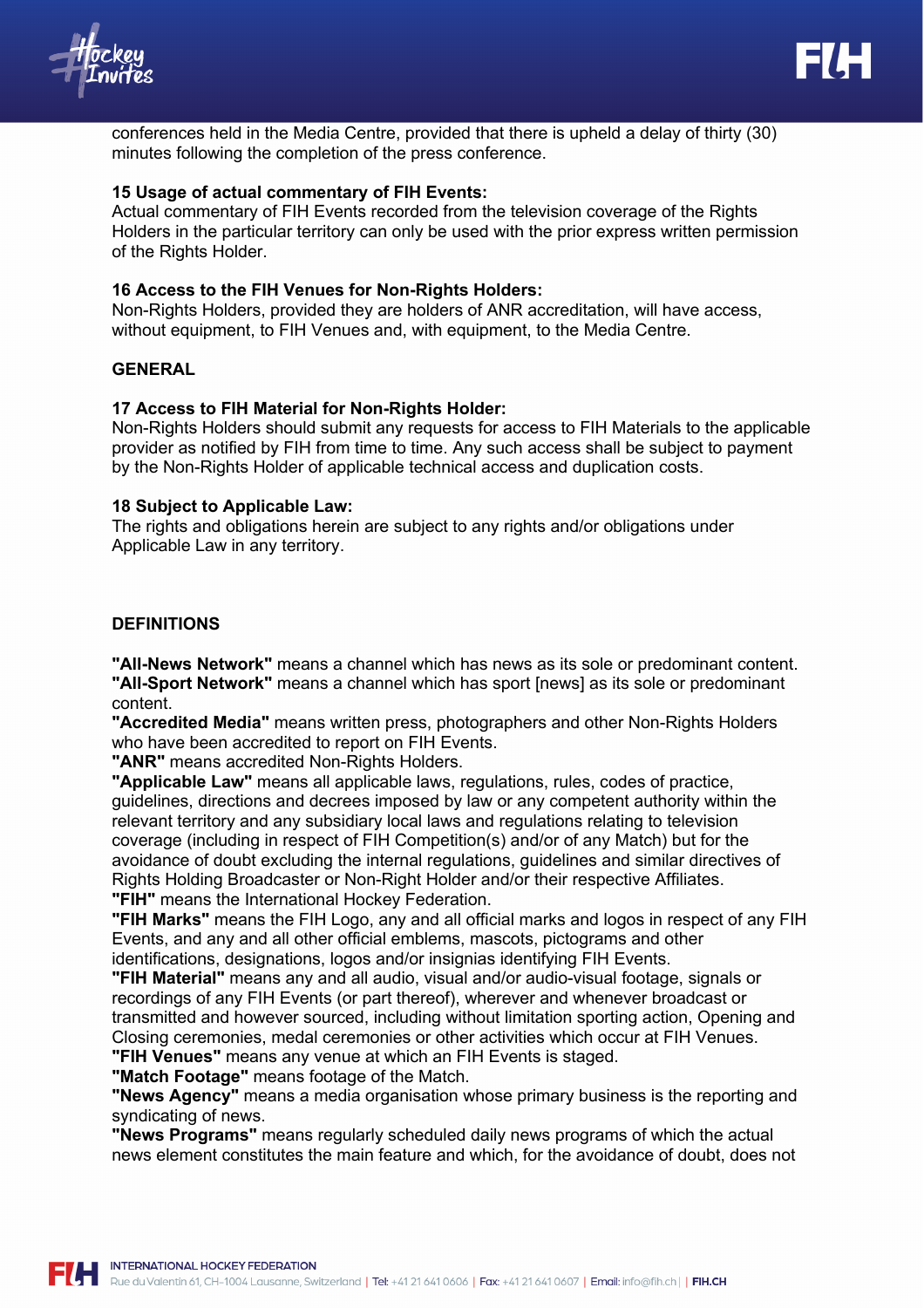conferences held in the Media Centre, provided that there is upheld a delay of thirty (30) minutes following the completion of the press conference.

**15 Usage of actual commentary of FIH Events:**
Actual commentary of FIH Events recorded from the television coverage of the Rights Holders in the particular territory can only be used with the prior express written permission of the Rights Holder.

**16 Access to the FIH Venues for Non-Rights Holders:**
Non-Rights Holders, provided they are holders of ANR accreditation, will have access, without equipment, to FIH Venues and, with equipment, to the Media Centre.

**GENERAL**

**17 Access to FIH Material for Non-Rights Holder:**
Non-Rights Holders should submit any requests for access to FIH Materials to the applicable provider as notified by FIH from time to time. Any such access shall be subject to payment by the Non-Rights Holder of applicable technical access and duplication costs.

**18 Subject to Applicable Law:**
The rights and obligations herein are subject to any rights and/or obligations under Applicable Law in any territory.

**DEFINITIONS**

**"All-News Network"** means a channel which has news as its sole or predominant content.
**"All-Sport Network"** means a channel which has sport [news] as its sole or predominant content.
**"Accredited Media"** means written press, photographers and other Non-Rights Holders who have been accredited to report on FIH Events.
**"ANR"** means accredited Non-Rights Holders.
**"Applicable Law"** means all applicable laws, regulations, rules, codes of practice, guidelines, directions and decrees imposed by law or any competent authority within the relevant territory and any subsidiary local laws and regulations relating to television coverage (including in respect of FIH Competition(s) and/or of any Match) but for the avoidance of doubt excluding the internal regulations, guidelines and similar directives of Rights Holding Broadcaster or Non-Right Holder and/or their respective Affiliates.
**"FIH"** means the International Hockey Federation.
**"FIH Marks"** means the FIH Logo, any and all official marks and logos in respect of any FIH Events, and any and all other official emblems, mascots, pictograms and other identifications, designations, logos and/or insignias identifying FIH Events.
**"FIH Material"** means any and all audio, visual and/or audio-visual footage, signals or recordings of any FIH Events (or part thereof), wherever and whenever broadcast or transmitted and however sourced, including without limitation sporting action, Opening and Closing ceremonies, medal ceremonies or other activities which occur at FIH Venues.
**"FIH Venues"** means any venue at which an FIH Events is staged.
**"Match Footage"** means footage of the Match.
**"News Agency"** means a media organisation whose primary business is the reporting and syndicating of news.
**"News Programs"** means regularly scheduled daily news programs of which the actual news element constitutes the main feature and which, for the avoidance of doubt, does not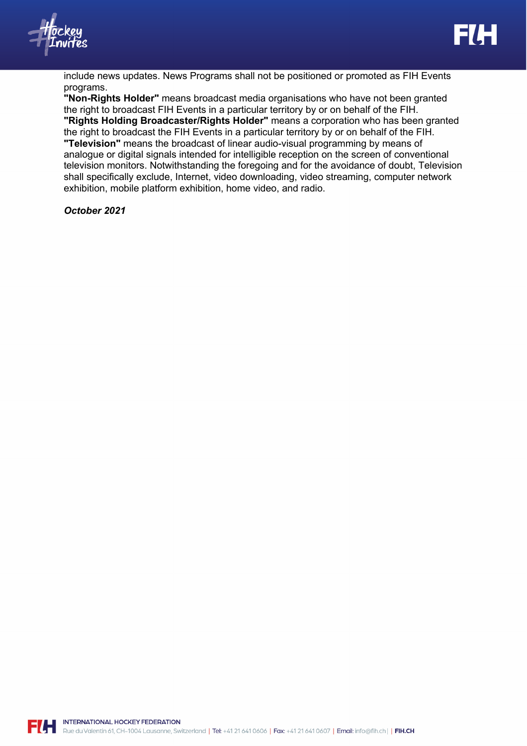include news updates. News Programs shall not be positioned or promoted as FIH Events programs.

**"Non-Rights Holder"** means broadcast media organisations who have not been granted the right to broadcast FIH Events in a particular territory by or on behalf of the FIH.

**"Rights Holding Broadcaster/Rights Holder"** means a corporation who has been granted the right to broadcast the FIH Events in a particular territory by or on behalf of the FIH.

**"Television"** means the broadcast of linear audio-visual programming by means of analogue or digital signals intended for intelligible reception on the screen of conventional television monitors. Notwithstanding the foregoing and for the avoidance of doubt, Television shall specifically exclude, Internet, video downloading, video streaming, computer network exhibition, mobile platform exhibition, home video, and radio.

***October 2021***